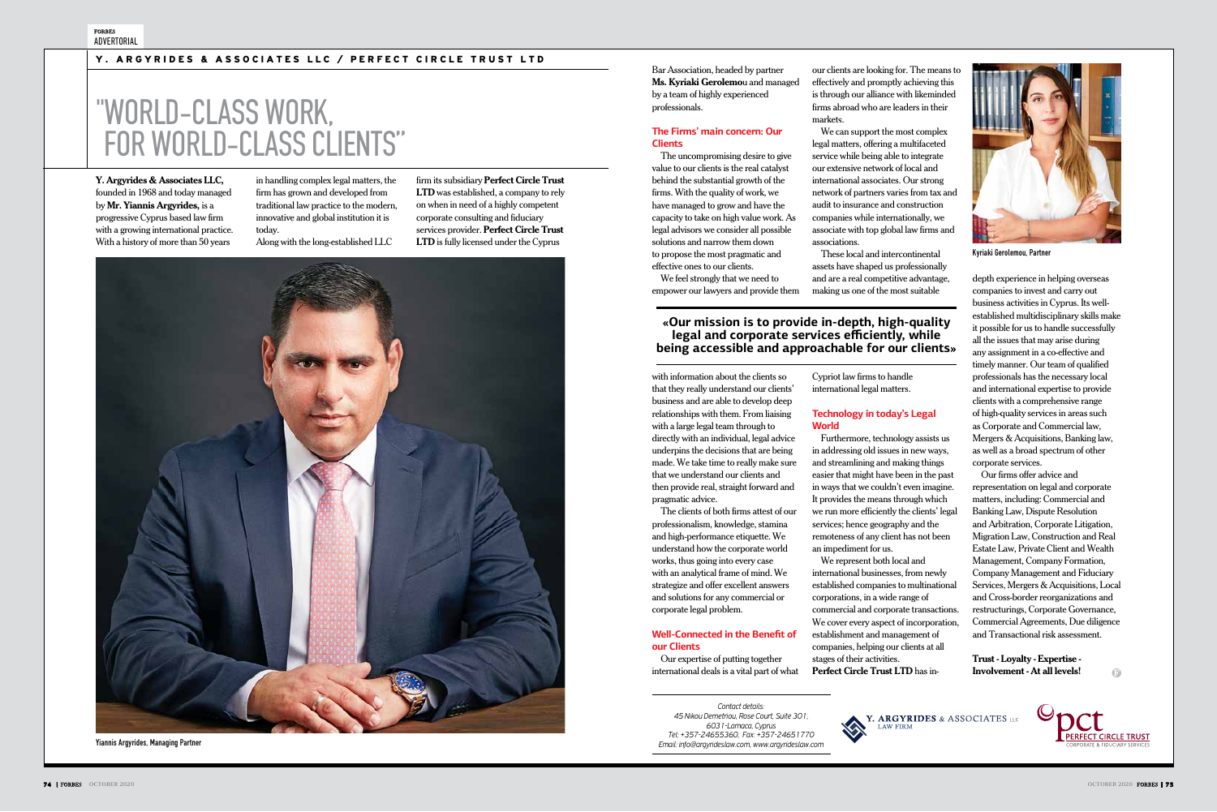FORBES
ADVERTORIAL

**Y. ARGYRIDES & ASSOCIATES LLC / PERFECT CIRCLE TRUST LTD**

# "WORLD-CLASS WORK, FOR WORLD-CLASS CLIENTS"

**Y. Argyrides & Associates LLC,** founded in 1968 and today managed by **Mr. Yiannis Argyrides,** is a progressive Cyprus based law firm with a growing international practice. With a history of more than 50 years in handling complex legal matters, the firm has grown and developed from traditional law practice to the modern, innovative and global institution it is today.

Along with the long-established LLC firm its subsidiary **Perfect Circle Trust LTD** was established, a company to rely on when in need of a highly competent corporate consulting and fiduciary services provider. **Perfect Circle Trust LTD** is fully licensed under the Cyprus Bar Association, headed by partner **Ms. Kyriaki Gerolemou** and managed by a team of highly experienced professionals.

Yiannis Argyrides, Managing Partner

### The Firms' main concern: Our Clients

The uncompromising desire to give value to our clients is the real catalyst behind the substantial growth of the firms. With the quality of work, we have managed to grow and have the capacity to take on high value work. As legal advisors we consider all possible solutions and narrow them down to propose the most pragmatic and effective ones to our clients.

We feel strongly that we need to empower our lawyers and provide them with information about the clients so that they really understand our clients' business and are able to develop deep relationships with them. From liaising with a large legal team through to directly with an individual, legal advice underpins the decisions that are being made. We take time to really make sure that we understand our clients and then provide real, straight forward and pragmatic advice.

The clients of both firms attest of our professionalism, knowledge, stamina and high-performance etiquette. We understand how the corporate world works, thus going into every case with an analytical frame of mind. We strategize and offer excellent answers and solutions for any commercial or corporate legal problem.

### Well-Connected in the Benefit of our Clients

Our expertise of putting together international deals is a vital part of what our clients are looking for. The means to effectively and promptly achieving this is through our alliance with likeminded firms abroad who are leaders in their markets.

We can support the most complex legal matters, offering a multifaceted service while being able to integrate our extensive network of local and international associates. Our strong network of partners varies from tax and audit to insurance and construction companies while internationally, we associate with top global law firms and associations.

These local and intercontinental assets have shaped us professionally and are a real competitive advantage, making us one of the most suitable Cypriot law firms to handle international legal matters.

> **«Our mission is to provide in-depth, high-quality legal and corporate services efficiently, while being accessible and approachable for our clients»**

### Technology in today's Legal World

Furthermore, technology assists us in addressing old issues in new ways, and streamlining and making things easier that might have been in the past in ways that we couldn't even imagine. It provides the means through which we run more efficiently the clients' legal services; hence geography and the remoteness of any client has not been an impediment for us.

We represent both local and international businesses, from newly established companies to multinational corporations, in a wide range of commercial and corporate transactions. We cover every aspect of incorporation, establishment and management of companies, helping our clients at all stages of their activities.

**Perfect Circle Trust LTD** has in-depth experience in helping overseas companies to invest and carry out business activities in Cyprus. Its well-established multidisciplinary skills make it possible for us to handle successfully all the issues that may arise during any assignment in a co-effective and timely manner. Our team of qualified professionals has the necessary local and international expertise to provide clients with a comprehensive range of high-quality services in areas such as Corporate and Commercial law, Mergers & Acquisitions, Banking law, as well as a broad spectrum of other corporate services.

Kyriaki Gerolemou, Partner

Our firms offer advice and representation on legal and corporate matters, including: Commercial and Banking Law, Dispute Resolution and Arbitration, Corporate Litigation, Migration Law, Construction and Real Estate Law, Private Client and Wealth Management, Company Formation, Company Management and Fiduciary Services, Mergers & Acquisitions, Local and Cross-border reorganizations and restructurings, Corporate Governance, Commercial Agreements, Due diligence and Transactional risk assessment.

**Trust - Loyalty - Expertise - Involvement - At all levels!**

*Contact details:*
*45 Nikou Demetriou, Rose Court, Suite 301, 6031-Larnaca, Cyprus*
*Tel: +357-24655360, Fax: +357-24651770*
*Email: info@argyrideslaw.com, www.argyrideslaw.com*

Y. ARGYRIDES & ASSOCIATES LLC LAW FIRM

pct PERFECT CIRCLE TRUST CORPORATE & FIDUCIARY SERVICES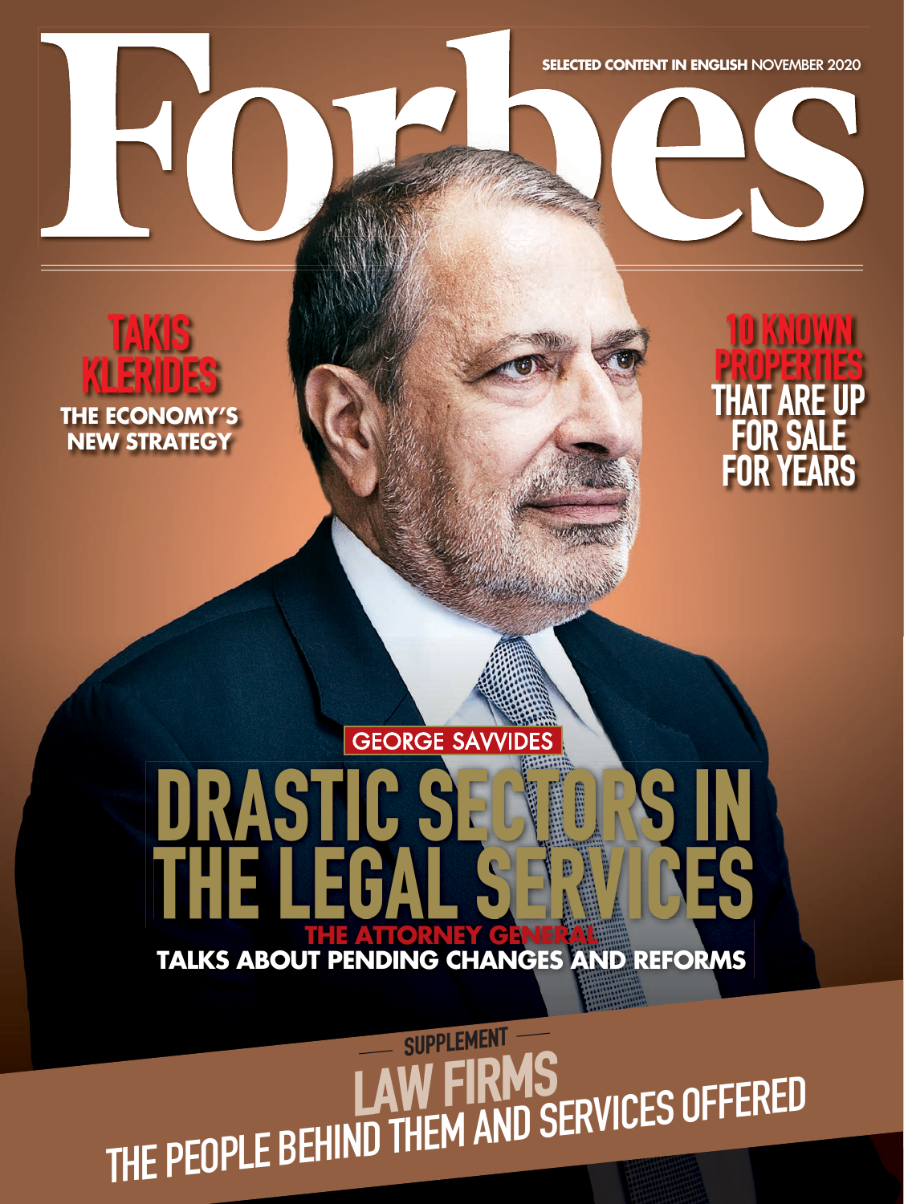# Forbes

SELECTED CONTENT IN ENGLISH NOVEMBER 2020

## TAKIS KLERIDES
**THE ECONOMY'S NEW STRATEGY**

## 10 KNOWN PROPERTIES THAT ARE UP FOR SALE FOR YEARS

GEORGE SAVVIDES

# DRASTIC SECTORS IN THE LEGAL SERVICES

**THE ATTORNEY GENERAL TALKS ABOUT PENDING CHANGES AND REFORMS**

— SUPPLEMENT —

## LAW FIRMS
THE PEOPLE BEHIND THEM AND SERVICES OFFERED